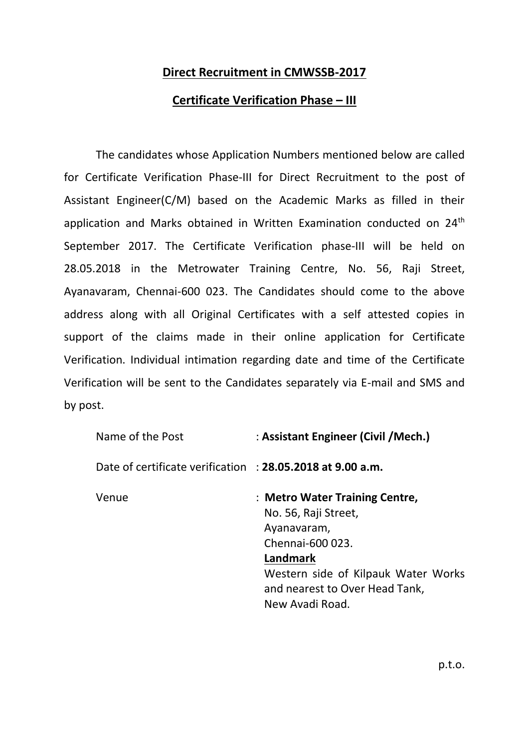**Direct Recruitment in CMWSSB-2017**

**Certificate Verification Phase – III**

The candidates whose Application Numbers mentioned below are called for Certificate Verification Phase-III for Direct Recruitment to the post of Assistant Engineer(C/M) based on the Academic Marks as filled in their application and Marks obtained in Written Examination conducted on 24th September 2017. The Certificate Verification phase-III will be held on 28.05.2018 in the Metrowater Training Centre, No. 56, Raji Street, Ayanavaram, Chennai-600 023. The Candidates should come to the above address along with all Original Certificates with a self attested copies in support of the claims made in their online application for Certificate Verification. Individual intimation regarding date and time of the Certificate Verification will be sent to the Candidates separately via E-mail and SMS and by post.

| | |
|---|---|
| Name of the Post | : **Assistant Engineer (Civil /Mech.)** |
| Date of certificate verification | : **28.05.2018 at 9.00 a.m.** |
| Venue | : **Metro Water Training Centre,**<br>No. 56, Raji Street,<br>Ayanavaram,<br>Chennai-600 023.<br>**Landmark**<br>Western side of Kilpauk Water Works and nearest to Over Head Tank,<br>New Avadi Road. |

p.t.o.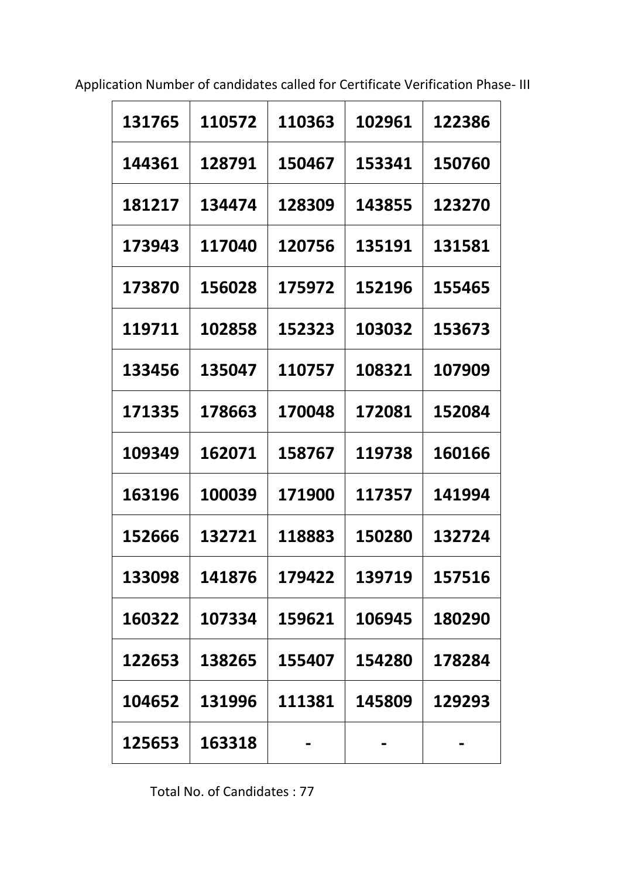Application Number of candidates called for Certificate Verification Phase- III

| | | | | |
|---|---|---|---|---|
| 131765 | 110572 | 110363 | 102961 | 122386 |
| 144361 | 128791 | 150467 | 153341 | 150760 |
| 181217 | 134474 | 128309 | 143855 | 123270 |
| 173943 | 117040 | 120756 | 135191 | 131581 |
| 173870 | 156028 | 175972 | 152196 | 155465 |
| 119711 | 102858 | 152323 | 103032 | 153673 |
| 133456 | 135047 | 110757 | 108321 | 107909 |
| 171335 | 178663 | 170048 | 172081 | 152084 |
| 109349 | 162071 | 158767 | 119738 | 160166 |
| 163196 | 100039 | 171900 | 117357 | 141994 |
| 152666 | 132721 | 118883 | 150280 | 132724 |
| 133098 | 141876 | 179422 | 139719 | 157516 |
| 160322 | 107334 | 159621 | 106945 | 180290 |
| 122653 | 138265 | 155407 | 154280 | 178284 |
| 104652 | 131996 | 111381 | 145809 | 129293 |
| 125653 | 163318 | - | - | - |

Total No. of Candidates : 77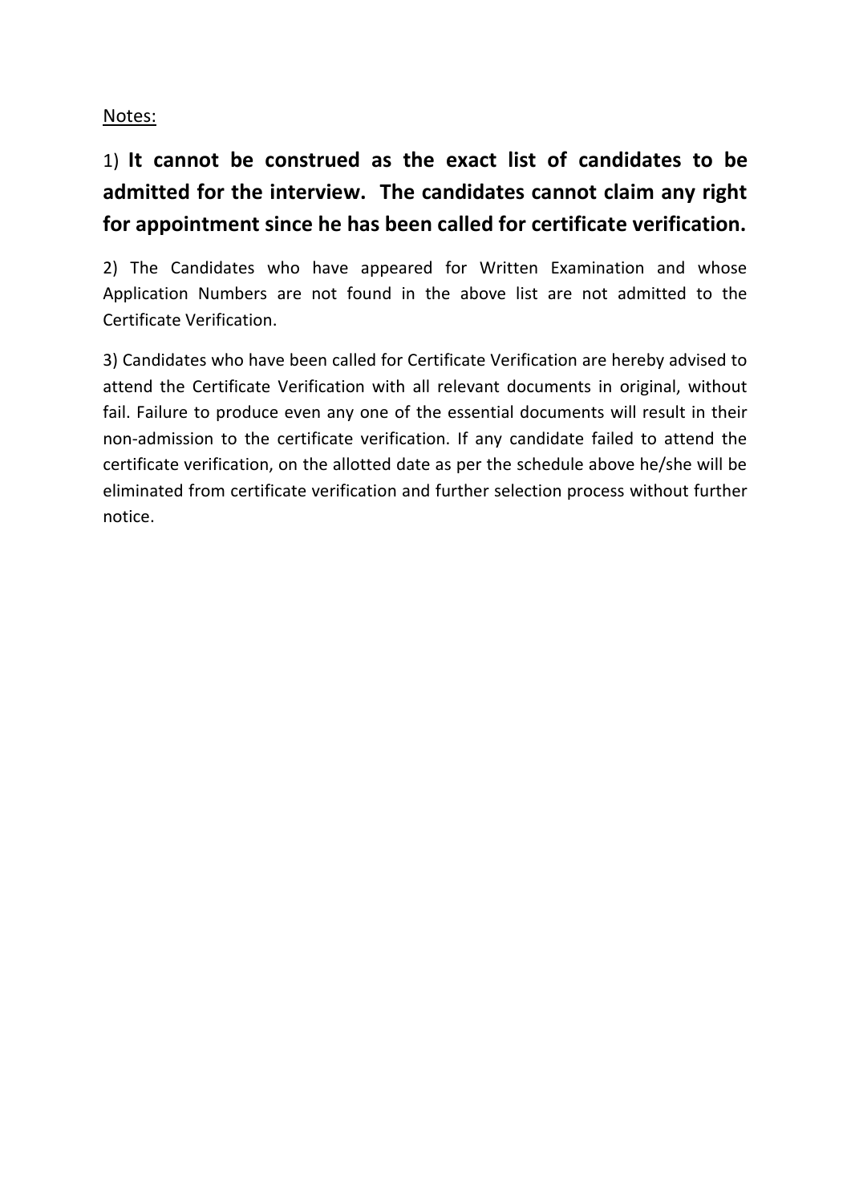Notes:

1) **It cannot be construed as the exact list of candidates to be admitted for the interview. The candidates cannot claim any right for appointment since he has been called for certificate verification.**

2) The Candidates who have appeared for Written Examination and whose Application Numbers are not found in the above list are not admitted to the Certificate Verification.

3) Candidates who have been called for Certificate Verification are hereby advised to attend the Certificate Verification with all relevant documents in original, without fail. Failure to produce even any one of the essential documents will result in their non-admission to the certificate verification. If any candidate failed to attend the certificate verification, on the allotted date as per the schedule above he/she will be eliminated from certificate verification and further selection process without further notice.